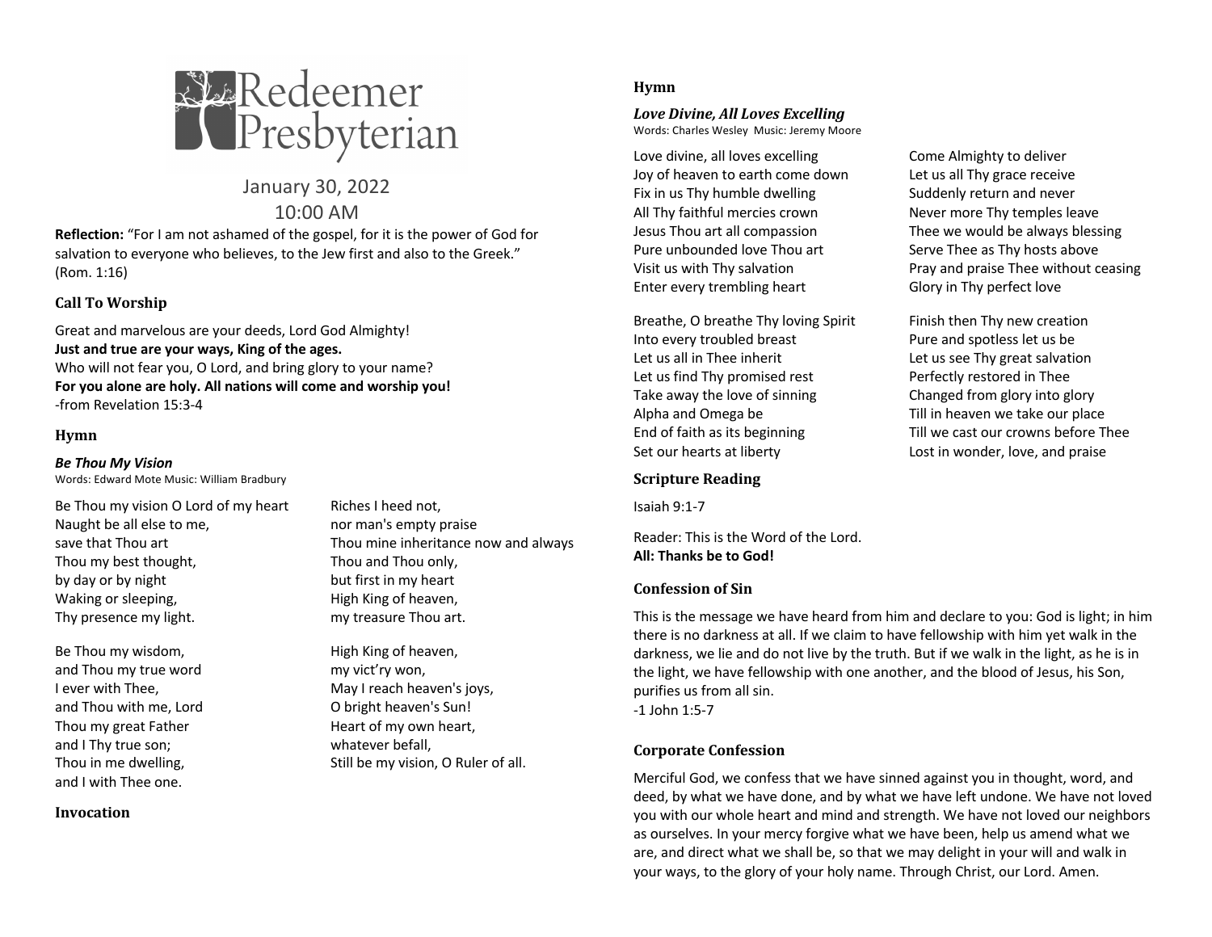# Redeemer Presbyterian

January 30, 2022

10:00 AM

**Reflection:** "For I am not ashamed of the gospel, for it is the power of God for salvation to everyone who believes, to the Jew first and also to the Greek." (Rom. 1:16)

## Call To Worship

Great and marvelous are your deeds, Lord God Almighty!
**Just and true are your ways, King of the ages.**
Who will not fear you, O Lord, and bring glory to your name?
**For you alone are holy. All nations will come and worship you!**
-from Revelation 15:3-4

## Hymn

***Be Thou My Vision***
Words: Edward Mote Music: William Bradbury

Be Thou my vision O Lord of my heart
Naught be all else to me,
save that Thou art
Thou my best thought,
by day or by night
Waking or sleeping,
Thy presence my light.

Be Thou my wisdom,
and Thou my true word
I ever with Thee,
and Thou with me, Lord
Thou my great Father
and I Thy true son;
Thou in me dwelling,
and I with Thee one.

Riches I heed not,
nor man's empty praise
Thou mine inheritance now and always
Thou and Thou only,
but first in my heart
High King of heaven,
my treasure Thou art.

High King of heaven,
my vict'ry won,
May I reach heaven's joys,
O bright heaven's Sun!
Heart of my own heart,
whatever befall,
Still be my vision, O Ruler of all.

## Invocation

## Hymn

***Love Divine, All Loves Excelling***
Words: Charles Wesley Music: Jeremy Moore

Love divine, all loves excelling
Joy of heaven to earth come down
Fix in us Thy humble dwelling
All Thy faithful mercies crown
Jesus Thou art all compassion
Pure unbounded love Thou art
Visit us with Thy salvation
Enter every trembling heart

Breathe, O breathe Thy loving Spirit
Into every troubled breast
Let us all in Thee inherit
Let us find Thy promised rest
Take away the love of sinning
Alpha and Omega be
End of faith as its beginning
Set our hearts at liberty

Come Almighty to deliver
Let us all Thy grace receive
Suddenly return and never
Never more Thy temples leave
Thee we would be always blessing
Serve Thee as Thy hosts above
Pray and praise Thee without ceasing
Glory in Thy perfect love

Finish then Thy new creation
Pure and spotless let us be
Let us see Thy great salvation
Perfectly restored in Thee
Changed from glory into glory
Till in heaven we take our place
Till we cast our crowns before Thee
Lost in wonder, love, and praise

## Scripture Reading

Isaiah 9:1-7

Reader: This is the Word of the Lord.
**All: Thanks be to God!**

## Confession of Sin

This is the message we have heard from him and declare to you: God is light; in him there is no darkness at all. If we claim to have fellowship with him yet walk in the darkness, we lie and do not live by the truth. But if we walk in the light, as he is in the light, we have fellowship with one another, and the blood of Jesus, his Son, purifies us from all sin.
-1 John 1:5-7

## Corporate Confession

Merciful God, we confess that we have sinned against you in thought, word, and deed, by what we have done, and by what we have left undone. We have not loved you with our whole heart and mind and strength. We have not loved our neighbors as ourselves. In your mercy forgive what we have been, help us amend what we are, and direct what we shall be, so that we may delight in your will and walk in your ways, to the glory of your holy name. Through Christ, our Lord. Amen.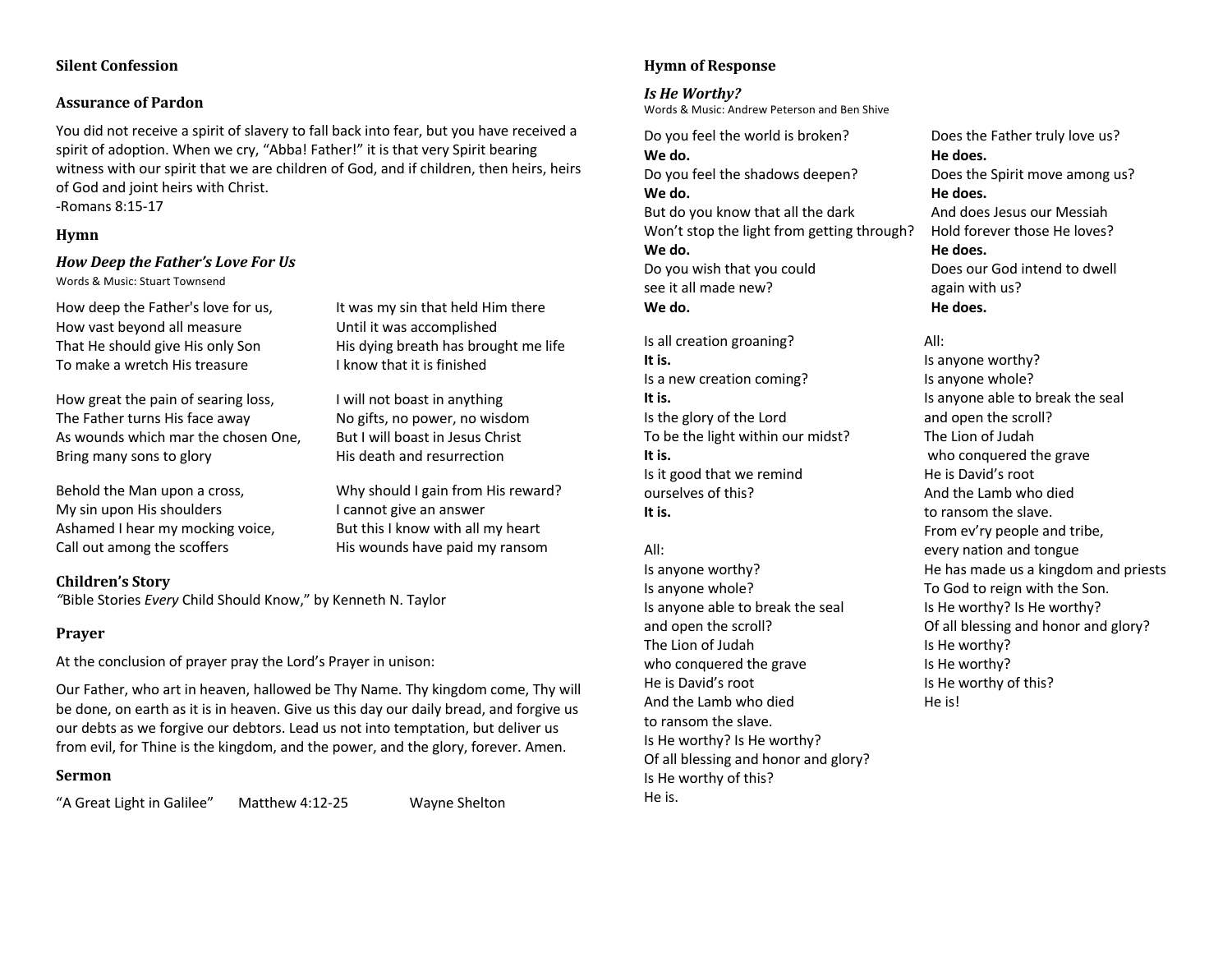**Silent Confession**

**Assurance of Pardon**

You did not receive a spirit of slavery to fall back into fear, but you have received a spirit of adoption. When we cry, "Abba! Father!" it is that very Spirit bearing witness with our spirit that we are children of God, and if children, then heirs, heirs of God and joint heirs with Christ.
-Romans 8:15-17

**Hymn**

***How Deep the Father's Love For Us***
Words & Music: Stuart Townsend

How deep the Father's love for us,
How vast beyond all measure
That He should give His only Son
To make a wretch His treasure

How great the pain of searing loss,
The Father turns His face away
As wounds which mar the chosen One,
Bring many sons to glory

Behold the Man upon a cross,
My sin upon His shoulders
Ashamed I hear my mocking voice,
Call out among the scoffers

It was my sin that held Him there
Until it was accomplished
His dying breath has brought me life
I know that it is finished

I will not boast in anything
No gifts, no power, no wisdom
But I will boast in Jesus Christ
His death and resurrection

Why should I gain from His reward?
I cannot give an answer
But this I know with all my heart
His wounds have paid my ransom

**Children's Story**
*"*Bible Stories *Every* Child Should Know," by Kenneth N. Taylor

**Prayer**

At the conclusion of prayer pray the Lord's Prayer in unison:

Our Father, who art in heaven, hallowed be Thy Name. Thy kingdom come, Thy will be done, on earth as it is in heaven. Give us this day our daily bread, and forgive us our debts as we forgive our debtors. Lead us not into temptation, but deliver us from evil, for Thine is the kingdom, and the power, and the glory, forever. Amen.

**Sermon**

"A Great Light in Galilee" Matthew 4:12-25 Wayne Shelton

**Hymn of Response**

***Is He Worthy?***
Words & Music: Andrew Peterson and Ben Shive

Do you feel the world is broken?
**We do.**
Do you feel the shadows deepen?
**We do.**
But do you know that all the dark
Won't stop the light from getting through?
**We do.**
Do you wish that you could
see it all made new?
**We do.**

Is all creation groaning?
**It is.**
Is a new creation coming?
**It is.**
Is the glory of the Lord
To be the light within our midst?
**It is.**
Is it good that we remind
ourselves of this?
**It is.**

All:
Is anyone worthy?
Is anyone whole?
Is anyone able to break the seal
and open the scroll?
The Lion of Judah
who conquered the grave
He is David's root
And the Lamb who died
to ransom the slave.
Is He worthy? Is He worthy?
Of all blessing and honor and glory?
Is He worthy of this?
He is.

Does the Father truly love us?
**He does.**
Does the Spirit move among us?
**He does.**
And does Jesus our Messiah
Hold forever those He loves?
**He does.**
Does our God intend to dwell
again with us?
**He does.**

All:
Is anyone worthy?
Is anyone whole?
Is anyone able to break the seal
and open the scroll?
The Lion of Judah
who conquered the grave
He is David's root
And the Lamb who died
to ransom the slave.
From ev'ry people and tribe,
every nation and tongue
He has made us a kingdom and priests
To God to reign with the Son.
Is He worthy? Is He worthy?
Of all blessing and honor and glory?
Is He worthy?
Is He worthy?
Is He worthy of this?
He is!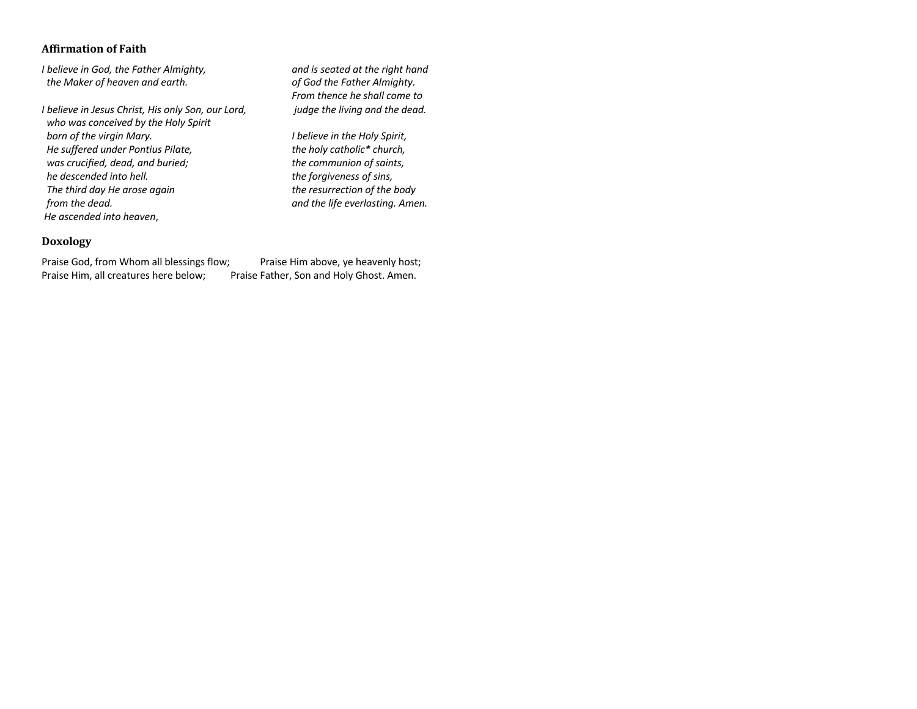## Affirmation of Faith

*I believe in God, the Father Almighty,*
*the Maker of heaven and earth.*

*I believe in Jesus Christ, His only Son, our Lord,*
*who was conceived by the Holy Spirit*
*born of the virgin Mary.*
*He suffered under Pontius Pilate,*
*was crucified, dead, and buried;*
*he descended into hell.*
*The third day He arose again*
*from the dead.*
*He ascended into heaven,*
*and is seated at the right hand*
*of God the Father Almighty.*
*From thence he shall come to*
*judge the living and the dead.*

*I believe in the Holy Spirit,*
*the holy catholic* church,*
*the communion of saints,*
*the forgiveness of sins,*
*the resurrection of the body*
*and the life everlasting. Amen.*

## Doxology

Praise God, from Whom all blessings flow;
Praise Him, all creatures here below;
Praise Him above, ye heavenly host;
Praise Father, Son and Holy Ghost. Amen.